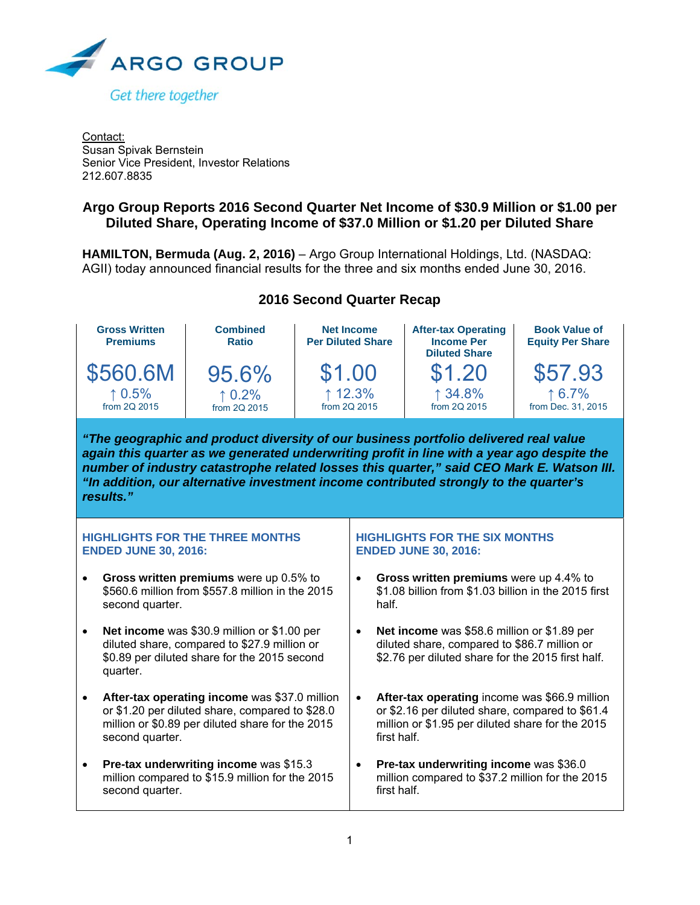ARGO GROUP

Get there together

Contact:
Susan Spivak Bernstein
Senior Vice President, Investor Relations
212.607.8835

# Argo Group Reports 2016 Second Quarter Net Income of $30.9 Million or $1.00 per Diluted Share, Operating Income of $37.0 Million or $1.20 per Diluted Share

**HAMILTON, Bermuda (Aug. 2, 2016)** – Argo Group International Holdings, Ltd. (NASDAQ: AGII) today announced financial results for the three and six months ended June 30, 2016.

## 2016 Second Quarter Recap

| Gross Written Premiums | Combined Ratio | Net Income Per Diluted Share | After-tax Operating Income Per Diluted Share | Book Value of Equity Per Share |
|---|---|---|---|---|
| $560.6M | 95.6% | $1.00 | $1.20 | $57.93 |
| ↑ 0.5% from 2Q 2015 | ↑ 0.2% from 2Q 2015 | ↑ 12.3% from 2Q 2015 | ↑ 34.8% from 2Q 2015 | ↑ 6.7% from Dec. 31, 2015 |

***"The geographic and product diversity of our business portfolio delivered real value again this quarter as we generated underwriting profit in line with a year ago despite the number of industry catastrophe related losses this quarter," said CEO Mark E. Watson III. "In addition, our alternative investment income contributed strongly to the quarter's results."***

### HIGHLIGHTS FOR THE THREE MONTHS ENDED JUNE 30, 2016:

- **Gross written premiums** were up 0.5% to $560.6 million from $557.8 million in the 2015 second quarter.
- **Net income** was $30.9 million or $1.00 per diluted share, compared to $27.9 million or $0.89 per diluted share for the 2015 second quarter.
- **After-tax operating income** was $37.0 million or $1.20 per diluted share, compared to $28.0 million or $0.89 per diluted share for the 2015 second quarter.
- **Pre-tax underwriting income** was $15.3 million compared to $15.9 million for the 2015 second quarter.

### HIGHLIGHTS FOR THE SIX MONTHS ENDED JUNE 30, 2016:

- **Gross written premiums** were up 4.4% to $1.08 billion from $1.03 billion in the 2015 first half.
- **Net income** was $58.6 million or $1.89 per diluted share, compared to $86.7 million or $2.76 per diluted share for the 2015 first half.
- **After-tax operating** income was $66.9 million or $2.16 per diluted share, compared to $61.4 million or $1.95 per diluted share for the 2015 first half.
- **Pre-tax underwriting income** was $36.0 million compared to $37.2 million for the 2015 first half.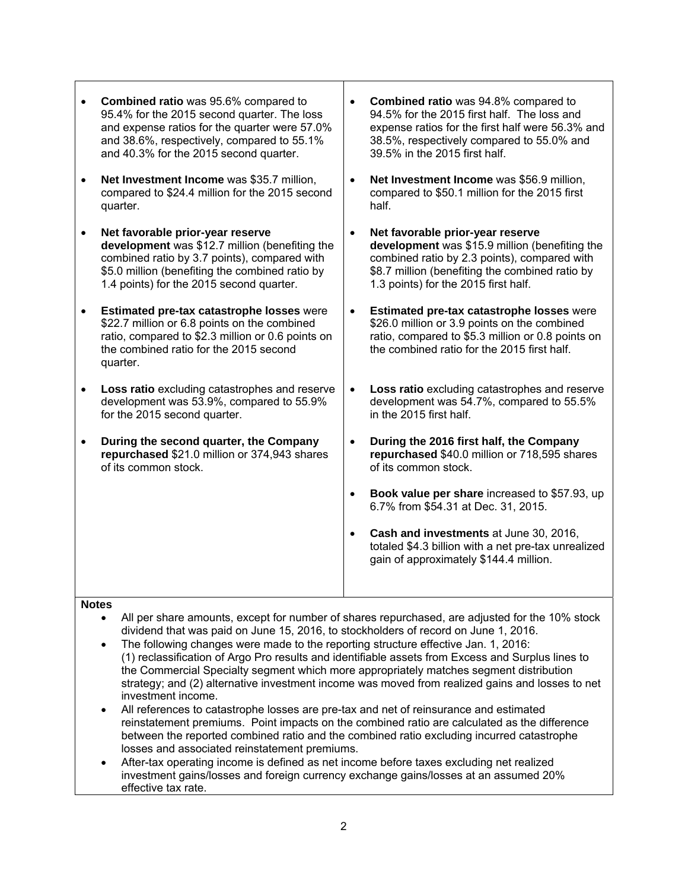- **Combined ratio** was 95.6% compared to 95.4% for the 2015 second quarter. The loss and expense ratios for the quarter were 57.0% and 38.6%, respectively, compared to 55.1% and 40.3% for the 2015 second quarter.
- **Net Investment Income** was $35.7 million, compared to $24.4 million for the 2015 second quarter.
- **Net favorable prior-year reserve development** was $12.7 million (benefiting the combined ratio by 3.7 points), compared with $5.0 million (benefiting the combined ratio by 1.4 points) for the 2015 second quarter.
- **Estimated pre-tax catastrophe losses** were $22.7 million or 6.8 points on the combined ratio, compared to $2.3 million or 0.6 points on the combined ratio for the 2015 second quarter.
- **Loss ratio** excluding catastrophes and reserve development was 53.9%, compared to 55.9% for the 2015 second quarter.
- **During the second quarter, the Company repurchased** $21.0 million or 374,943 shares of its common stock.

- **Combined ratio** was 94.8% compared to 94.5% for the 2015 first half. The loss and expense ratios for the first half were 56.3% and 38.5%, respectively compared to 55.0% and 39.5% in the 2015 first half.
- **Net Investment Income** was $56.9 million, compared to $50.1 million for the 2015 first half.
- **Net favorable prior-year reserve development** was $15.9 million (benefiting the combined ratio by 2.3 points), compared with $8.7 million (benefiting the combined ratio by 1.3 points) for the 2015 first half.
- **Estimated pre-tax catastrophe losses** were $26.0 million or 3.9 points on the combined ratio, compared to $5.3 million or 0.8 points on the combined ratio for the 2015 first half.
- **Loss ratio** excluding catastrophes and reserve development was 54.7%, compared to 55.5% in the 2015 first half.
- **During the 2016 first half, the Company repurchased** $40.0 million or 718,595 shares of its common stock.
- **Book value per share** increased to $57.93, up 6.7% from $54.31 at Dec. 31, 2015.
- **Cash and investments** at June 30, 2016, totaled $4.3 billion with a net pre-tax unrealized gain of approximately $144.4 million.

**Notes**

- All per share amounts, except for number of shares repurchased, are adjusted for the 10% stock dividend that was paid on June 15, 2016, to stockholders of record on June 1, 2016.
- The following changes were made to the reporting structure effective Jan. 1, 2016: (1) reclassification of Argo Pro results and identifiable assets from Excess and Surplus lines to the Commercial Specialty segment which more appropriately matches segment distribution strategy; and (2) alternative investment income was moved from realized gains and losses to net investment income.
- All references to catastrophe losses are pre-tax and net of reinsurance and estimated reinstatement premiums. Point impacts on the combined ratio are calculated as the difference between the reported combined ratio and the combined ratio excluding incurred catastrophe losses and associated reinstatement premiums.
- After-tax operating income is defined as net income before taxes excluding net realized investment gains/losses and foreign currency exchange gains/losses at an assumed 20% effective tax rate.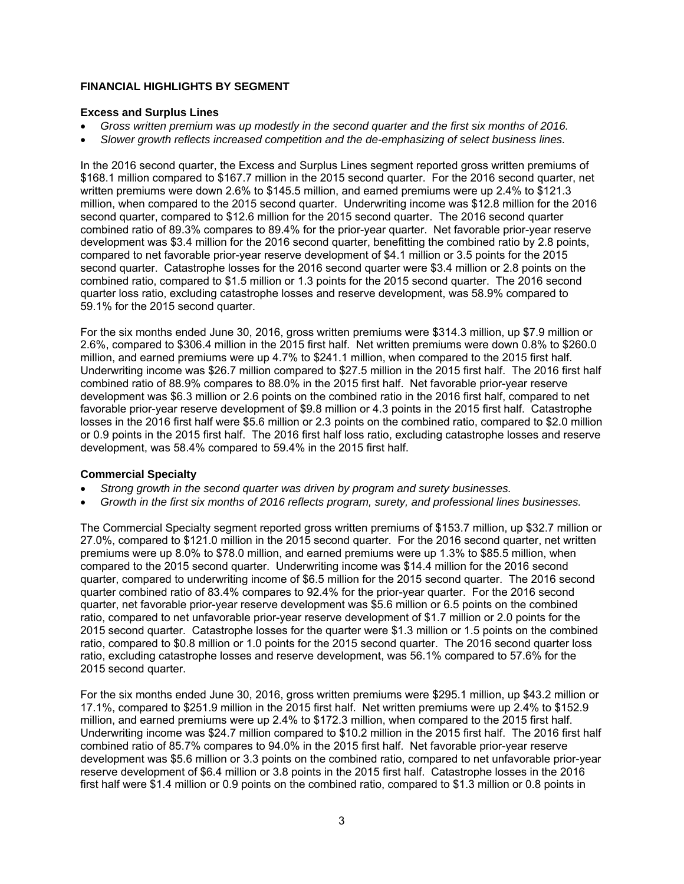**FINANCIAL HIGHLIGHTS BY SEGMENT**

**Excess and Surplus Lines**

- *Gross written premium was up modestly in the second quarter and the first six months of 2016.*
- *Slower growth reflects increased competition and the de-emphasizing of select business lines.*

In the 2016 second quarter, the Excess and Surplus Lines segment reported gross written premiums of $168.1 million compared to $167.7 million in the 2015 second quarter. For the 2016 second quarter, net written premiums were down 2.6% to $145.5 million, and earned premiums were up 2.4% to $121.3 million, when compared to the 2015 second quarter. Underwriting income was $12.8 million for the 2016 second quarter, compared to $12.6 million for the 2015 second quarter. The 2016 second quarter combined ratio of 89.3% compares to 89.4% for the prior-year quarter. Net favorable prior-year reserve development was $3.4 million for the 2016 second quarter, benefitting the combined ratio by 2.8 points, compared to net favorable prior-year reserve development of $4.1 million or 3.5 points for the 2015 second quarter. Catastrophe losses for the 2016 second quarter were $3.4 million or 2.8 points on the combined ratio, compared to $1.5 million or 1.3 points for the 2015 second quarter. The 2016 second quarter loss ratio, excluding catastrophe losses and reserve development, was 58.9% compared to 59.1% for the 2015 second quarter.

For the six months ended June 30, 2016, gross written premiums were $314.3 million, up $7.9 million or 2.6%, compared to $306.4 million in the 2015 first half. Net written premiums were down 0.8% to $260.0 million, and earned premiums were up 4.7% to $241.1 million, when compared to the 2015 first half. Underwriting income was $26.7 million compared to $27.5 million in the 2015 first half. The 2016 first half combined ratio of 88.9% compares to 88.0% in the 2015 first half. Net favorable prior-year reserve development was $6.3 million or 2.6 points on the combined ratio in the 2016 first half, compared to net favorable prior-year reserve development of $9.8 million or 4.3 points in the 2015 first half. Catastrophe losses in the 2016 first half were $5.6 million or 2.3 points on the combined ratio, compared to $2.0 million or 0.9 points in the 2015 first half. The 2016 first half loss ratio, excluding catastrophe losses and reserve development, was 58.4% compared to 59.4% in the 2015 first half.

**Commercial Specialty**

- *Strong growth in the second quarter was driven by program and surety businesses.*
- *Growth in the first six months of 2016 reflects program, surety, and professional lines businesses.*

The Commercial Specialty segment reported gross written premiums of $153.7 million, up $32.7 million or 27.0%, compared to $121.0 million in the 2015 second quarter. For the 2016 second quarter, net written premiums were up 8.0% to $78.0 million, and earned premiums were up 1.3% to $85.5 million, when compared to the 2015 second quarter. Underwriting income was $14.4 million for the 2016 second quarter, compared to underwriting income of $6.5 million for the 2015 second quarter. The 2016 second quarter combined ratio of 83.4% compares to 92.4% for the prior-year quarter. For the 2016 second quarter, net favorable prior-year reserve development was $5.6 million or 6.5 points on the combined ratio, compared to net unfavorable prior-year reserve development of $1.7 million or 2.0 points for the 2015 second quarter. Catastrophe losses for the quarter were $1.3 million or 1.5 points on the combined ratio, compared to $0.8 million or 1.0 points for the 2015 second quarter. The 2016 second quarter loss ratio, excluding catastrophe losses and reserve development, was 56.1% compared to 57.6% for the 2015 second quarter.

For the six months ended June 30, 2016, gross written premiums were $295.1 million, up $43.2 million or 17.1%, compared to $251.9 million in the 2015 first half. Net written premiums were up 2.4% to $152.9 million, and earned premiums were up 2.4% to $172.3 million, when compared to the 2015 first half. Underwriting income was $24.7 million compared to $10.2 million in the 2015 first half. The 2016 first half combined ratio of 85.7% compares to 94.0% in the 2015 first half. Net favorable prior-year reserve development was $5.6 million or 3.3 points on the combined ratio, compared to net unfavorable prior-year reserve development of $6.4 million or 3.8 points in the 2015 first half. Catastrophe losses in the 2016 first half were $1.4 million or 0.9 points on the combined ratio, compared to $1.3 million or 0.8 points in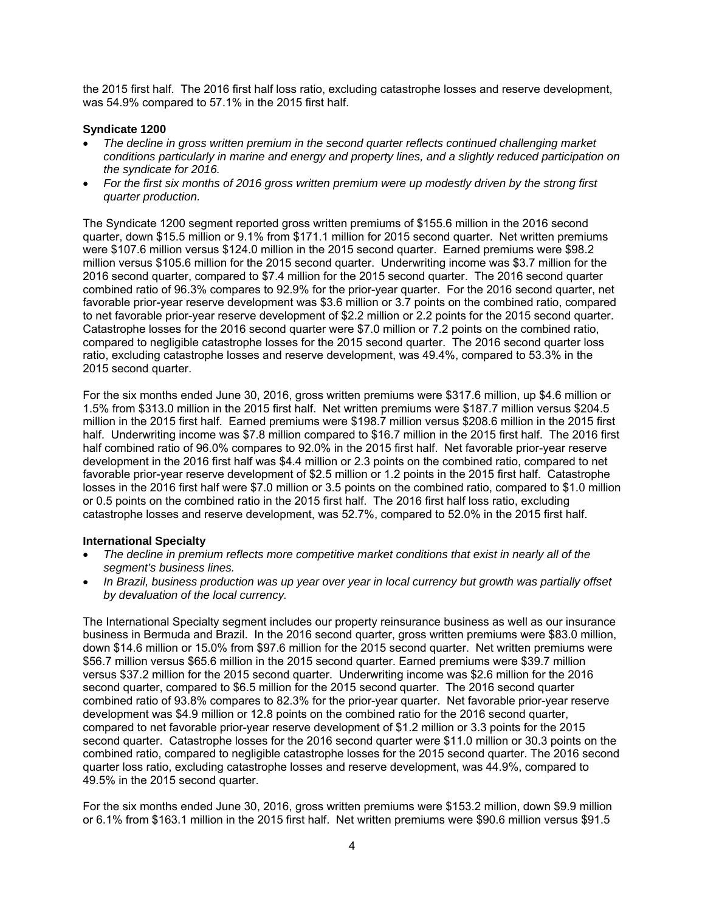the 2015 first half. The 2016 first half loss ratio, excluding catastrophe losses and reserve development, was 54.9% compared to 57.1% in the 2015 first half.

**Syndicate 1200**

- *The decline in gross written premium in the second quarter reflects continued challenging market conditions particularly in marine and energy and property lines, and a slightly reduced participation on the syndicate for 2016.*
- *For the first six months of 2016 gross written premium were up modestly driven by the strong first quarter production.*

The Syndicate 1200 segment reported gross written premiums of $155.6 million in the 2016 second quarter, down $15.5 million or 9.1% from $171.1 million for 2015 second quarter. Net written premiums were $107.6 million versus $124.0 million in the 2015 second quarter. Earned premiums were $98.2 million versus $105.6 million for the 2015 second quarter. Underwriting income was $3.7 million for the 2016 second quarter, compared to $7.4 million for the 2015 second quarter. The 2016 second quarter combined ratio of 96.3% compares to 92.9% for the prior-year quarter. For the 2016 second quarter, net favorable prior-year reserve development was $3.6 million or 3.7 points on the combined ratio, compared to net favorable prior-year reserve development of $2.2 million or 2.2 points for the 2015 second quarter. Catastrophe losses for the 2016 second quarter were $7.0 million or 7.2 points on the combined ratio, compared to negligible catastrophe losses for the 2015 second quarter. The 2016 second quarter loss ratio, excluding catastrophe losses and reserve development, was 49.4%, compared to 53.3% in the 2015 second quarter.

For the six months ended June 30, 2016, gross written premiums were $317.6 million, up $4.6 million or 1.5% from $313.0 million in the 2015 first half. Net written premiums were $187.7 million versus $204.5 million in the 2015 first half. Earned premiums were $198.7 million versus $208.6 million in the 2015 first half. Underwriting income was $7.8 million compared to $16.7 million in the 2015 first half. The 2016 first half combined ratio of 96.0% compares to 92.0% in the 2015 first half. Net favorable prior-year reserve development in the 2016 first half was $4.4 million or 2.3 points on the combined ratio, compared to net favorable prior-year reserve development of $2.5 million or 1.2 points in the 2015 first half. Catastrophe losses in the 2016 first half were $7.0 million or 3.5 points on the combined ratio, compared to $1.0 million or 0.5 points on the combined ratio in the 2015 first half. The 2016 first half loss ratio, excluding catastrophe losses and reserve development, was 52.7%, compared to 52.0% in the 2015 first half.

**International Specialty**

- *The decline in premium reflects more competitive market conditions that exist in nearly all of the segment's business lines.*
- *In Brazil, business production was up year over year in local currency but growth was partially offset by devaluation of the local currency.*

The International Specialty segment includes our property reinsurance business as well as our insurance business in Bermuda and Brazil. In the 2016 second quarter, gross written premiums were $83.0 million, down $14.6 million or 15.0% from $97.6 million for the 2015 second quarter. Net written premiums were $56.7 million versus $65.6 million in the 2015 second quarter. Earned premiums were $39.7 million versus $37.2 million for the 2015 second quarter. Underwriting income was $2.6 million for the 2016 second quarter, compared to $6.5 million for the 2015 second quarter. The 2016 second quarter combined ratio of 93.8% compares to 82.3% for the prior-year quarter. Net favorable prior-year reserve development was $4.9 million or 12.8 points on the combined ratio for the 2016 second quarter, compared to net favorable prior-year reserve development of $1.2 million or 3.3 points for the 2015 second quarter. Catastrophe losses for the 2016 second quarter were $11.0 million or 30.3 points on the combined ratio, compared to negligible catastrophe losses for the 2015 second quarter. The 2016 second quarter loss ratio, excluding catastrophe losses and reserve development, was 44.9%, compared to 49.5% in the 2015 second quarter.

For the six months ended June 30, 2016, gross written premiums were $153.2 million, down $9.9 million or 6.1% from $163.1 million in the 2015 first half. Net written premiums were $90.6 million versus $91.5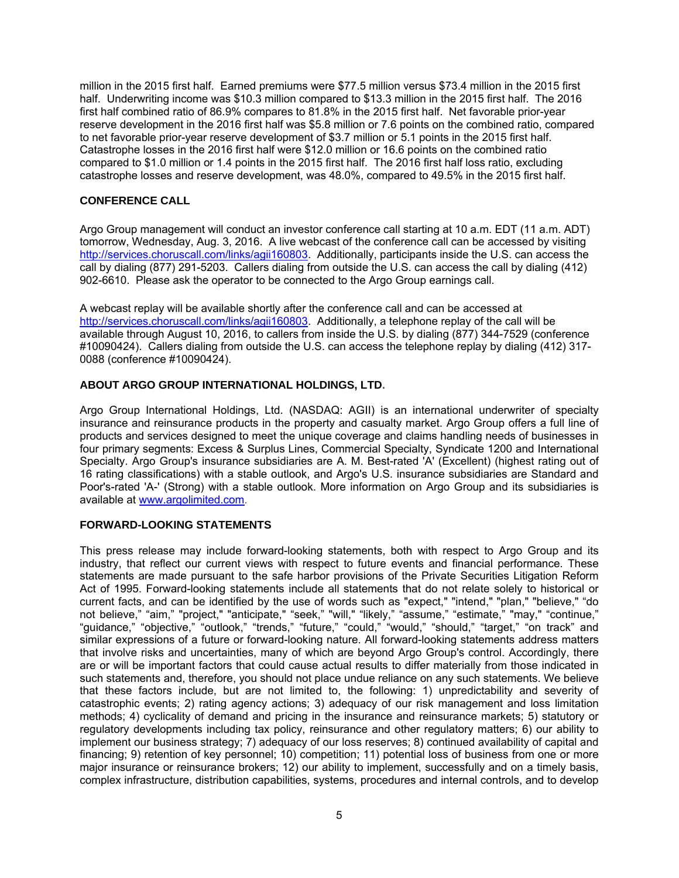million in the 2015 first half. Earned premiums were $77.5 million versus $73.4 million in the 2015 first half. Underwriting income was $10.3 million compared to $13.3 million in the 2015 first half. The 2016 first half combined ratio of 86.9% compares to 81.8% in the 2015 first half. Net favorable prior-year reserve development in the 2016 first half was $5.8 million or 7.6 points on the combined ratio, compared to net favorable prior-year reserve development of $3.7 million or 5.1 points in the 2015 first half. Catastrophe losses in the 2016 first half were $12.0 million or 16.6 points on the combined ratio compared to $1.0 million or 1.4 points in the 2015 first half. The 2016 first half loss ratio, excluding catastrophe losses and reserve development, was 48.0%, compared to 49.5% in the 2015 first half.

**CONFERENCE CALL**

Argo Group management will conduct an investor conference call starting at 10 a.m. EDT (11 a.m. ADT) tomorrow, Wednesday, Aug. 3, 2016. A live webcast of the conference call can be accessed by visiting http://services.choruscall.com/links/agii160803. Additionally, participants inside the U.S. can access the call by dialing (877) 291-5203. Callers dialing from outside the U.S. can access the call by dialing (412) 902-6610. Please ask the operator to be connected to the Argo Group earnings call.

A webcast replay will be available shortly after the conference call and can be accessed at http://services.choruscall.com/links/agii160803. Additionally, a telephone replay of the call will be available through August 10, 2016, to callers from inside the U.S. by dialing (877) 344-7529 (conference #10090424). Callers dialing from outside the U.S. can access the telephone replay by dialing (412) 317-0088 (conference #10090424).

**ABOUT ARGO GROUP INTERNATIONAL HOLDINGS, LTD.**

Argo Group International Holdings, Ltd. (NASDAQ: AGII) is an international underwriter of specialty insurance and reinsurance products in the property and casualty market. Argo Group offers a full line of products and services designed to meet the unique coverage and claims handling needs of businesses in four primary segments: Excess & Surplus Lines, Commercial Specialty, Syndicate 1200 and International Specialty. Argo Group's insurance subsidiaries are A. M. Best-rated 'A' (Excellent) (highest rating out of 16 rating classifications) with a stable outlook, and Argo's U.S. insurance subsidiaries are Standard and Poor's-rated 'A-' (Strong) with a stable outlook. More information on Argo Group and its subsidiaries is available at www.argolimited.com.

**FORWARD-LOOKING STATEMENTS**

This press release may include forward-looking statements, both with respect to Argo Group and its industry, that reflect our current views with respect to future events and financial performance. These statements are made pursuant to the safe harbor provisions of the Private Securities Litigation Reform Act of 1995. Forward-looking statements include all statements that do not relate solely to historical or current facts, and can be identified by the use of words such as "expect," "intend," "plan," "believe," "do not believe," "aim," "project," "anticipate," "seek," "will," "likely," "assume," "estimate," "may," "continue," "guidance," "objective," "outlook," "trends," "future," "could," "would," "should," "target," "on track" and similar expressions of a future or forward-looking nature. All forward-looking statements address matters that involve risks and uncertainties, many of which are beyond Argo Group's control. Accordingly, there are or will be important factors that could cause actual results to differ materially from those indicated in such statements and, therefore, you should not place undue reliance on any such statements. We believe that these factors include, but are not limited to, the following: 1) unpredictability and severity of catastrophic events; 2) rating agency actions; 3) adequacy of our risk management and loss limitation methods; 4) cyclicality of demand and pricing in the insurance and reinsurance markets; 5) statutory or regulatory developments including tax policy, reinsurance and other regulatory matters; 6) our ability to implement our business strategy; 7) adequacy of our loss reserves; 8) continued availability of capital and financing; 9) retention of key personnel; 10) competition; 11) potential loss of business from one or more major insurance or reinsurance brokers; 12) our ability to implement, successfully and on a timely basis, complex infrastructure, distribution capabilities, systems, procedures and internal controls, and to develop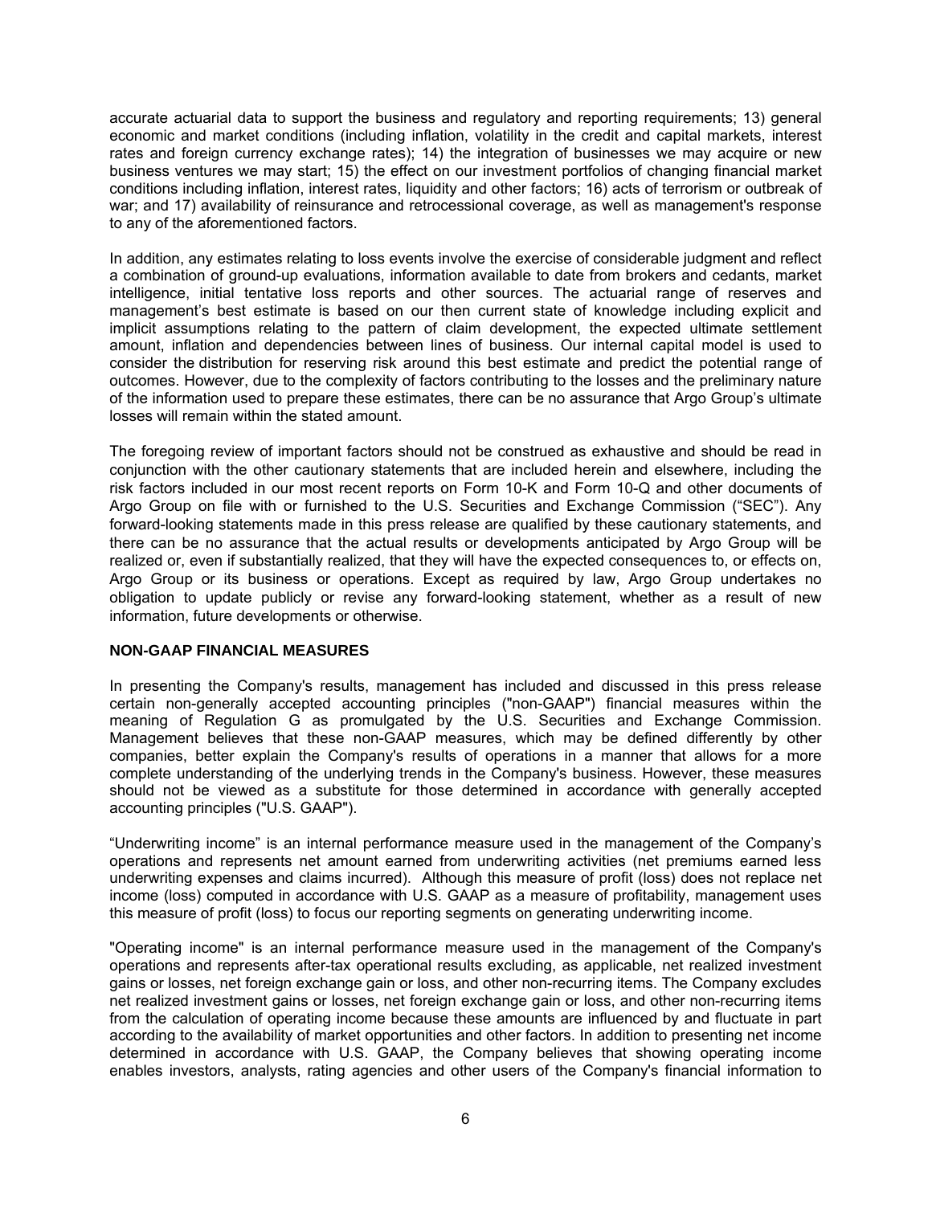accurate actuarial data to support the business and regulatory and reporting requirements; 13) general economic and market conditions (including inflation, volatility in the credit and capital markets, interest rates and foreign currency exchange rates); 14) the integration of businesses we may acquire or new business ventures we may start; 15) the effect on our investment portfolios of changing financial market conditions including inflation, interest rates, liquidity and other factors; 16) acts of terrorism or outbreak of war; and 17) availability of reinsurance and retrocessional coverage, as well as management's response to any of the aforementioned factors.

In addition, any estimates relating to loss events involve the exercise of considerable judgment and reflect a combination of ground-up evaluations, information available to date from brokers and cedants, market intelligence, initial tentative loss reports and other sources. The actuarial range of reserves and management's best estimate is based on our then current state of knowledge including explicit and implicit assumptions relating to the pattern of claim development, the expected ultimate settlement amount, inflation and dependencies between lines of business. Our internal capital model is used to consider the distribution for reserving risk around this best estimate and predict the potential range of outcomes. However, due to the complexity of factors contributing to the losses and the preliminary nature of the information used to prepare these estimates, there can be no assurance that Argo Group's ultimate losses will remain within the stated amount.

The foregoing review of important factors should not be construed as exhaustive and should be read in conjunction with the other cautionary statements that are included herein and elsewhere, including the risk factors included in our most recent reports on Form 10-K and Form 10-Q and other documents of Argo Group on file with or furnished to the U.S. Securities and Exchange Commission ("SEC"). Any forward-looking statements made in this press release are qualified by these cautionary statements, and there can be no assurance that the actual results or developments anticipated by Argo Group will be realized or, even if substantially realized, that they will have the expected consequences to, or effects on, Argo Group or its business or operations. Except as required by law, Argo Group undertakes no obligation to update publicly or revise any forward-looking statement, whether as a result of new information, future developments or otherwise.

**NON-GAAP FINANCIAL MEASURES**

In presenting the Company's results, management has included and discussed in this press release certain non-generally accepted accounting principles ("non-GAAP") financial measures within the meaning of Regulation G as promulgated by the U.S. Securities and Exchange Commission. Management believes that these non-GAAP measures, which may be defined differently by other companies, better explain the Company's results of operations in a manner that allows for a more complete understanding of the underlying trends in the Company's business. However, these measures should not be viewed as a substitute for those determined in accordance with generally accepted accounting principles ("U.S. GAAP").

"Underwriting income" is an internal performance measure used in the management of the Company's operations and represents net amount earned from underwriting activities (net premiums earned less underwriting expenses and claims incurred). Although this measure of profit (loss) does not replace net income (loss) computed in accordance with U.S. GAAP as a measure of profitability, management uses this measure of profit (loss) to focus our reporting segments on generating underwriting income.

"Operating income" is an internal performance measure used in the management of the Company's operations and represents after-tax operational results excluding, as applicable, net realized investment gains or losses, net foreign exchange gain or loss, and other non-recurring items. The Company excludes net realized investment gains or losses, net foreign exchange gain or loss, and other non-recurring items from the calculation of operating income because these amounts are influenced by and fluctuate in part according to the availability of market opportunities and other factors. In addition to presenting net income determined in accordance with U.S. GAAP, the Company believes that showing operating income enables investors, analysts, rating agencies and other users of the Company's financial information to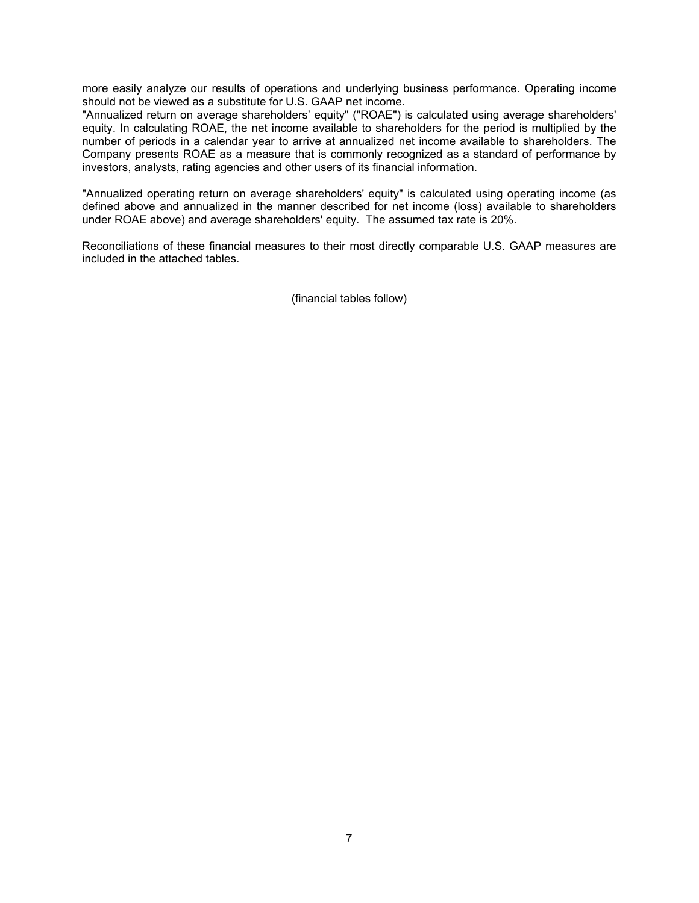more easily analyze our results of operations and underlying business performance. Operating income should not be viewed as a substitute for U.S. GAAP net income.

"Annualized return on average shareholders' equity" ("ROAE") is calculated using average shareholders' equity. In calculating ROAE, the net income available to shareholders for the period is multiplied by the number of periods in a calendar year to arrive at annualized net income available to shareholders. The Company presents ROAE as a measure that is commonly recognized as a standard of performance by investors, analysts, rating agencies and other users of its financial information.

"Annualized operating return on average shareholders' equity" is calculated using operating income (as defined above and annualized in the manner described for net income (loss) available to shareholders under ROAE above) and average shareholders' equity. The assumed tax rate is 20%.

Reconciliations of these financial measures to their most directly comparable U.S. GAAP measures are included in the attached tables.

(financial tables follow)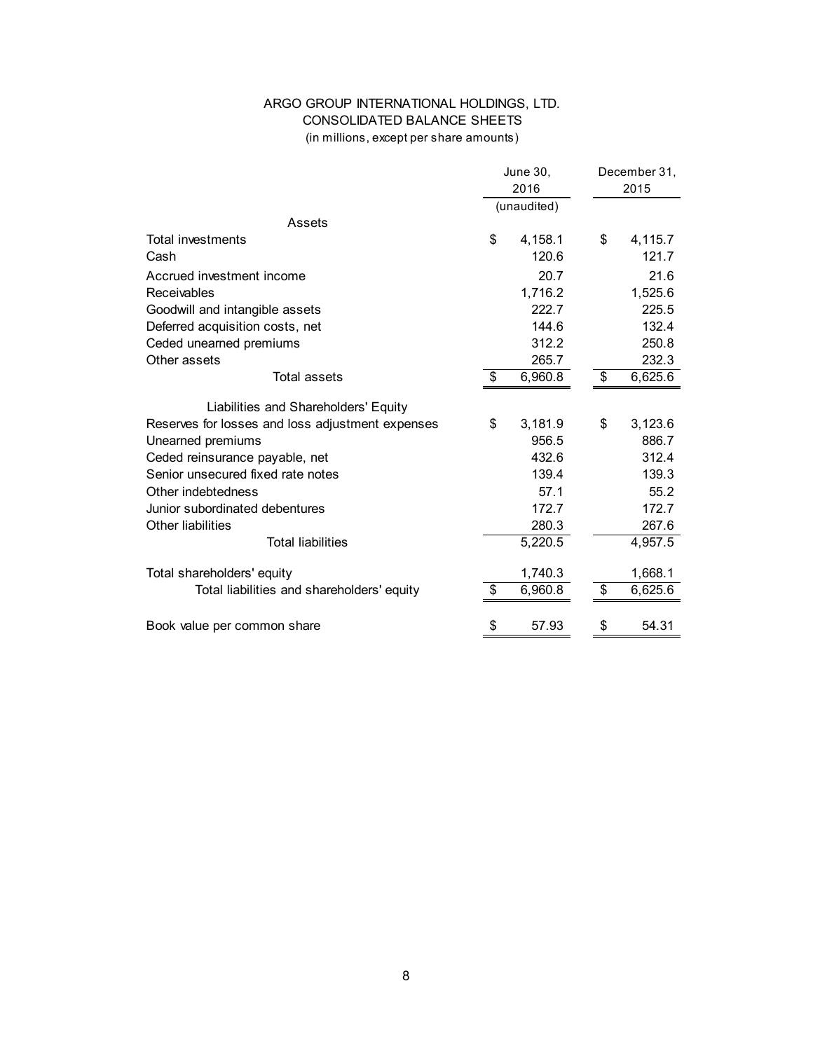# ARGO GROUP INTERNATIONAL HOLDINGS, LTD.
## CONSOLIDATED BALANCE SHEETS
(in millions, except per share amounts)

| | June 30, 2016 (unaudited) | December 31, 2015 |
|---|---|---|
| **Assets** | | |
| Total investments | $ 4,158.1 | $ 4,115.7 |
| Cash | 120.6 | 121.7 |
| Accrued investment income | 20.7 | 21.6 |
| Receivables | 1,716.2 | 1,525.6 |
| Goodwill and intangible assets | 222.7 | 225.5 |
| Deferred acquisition costs, net | 144.6 | 132.4 |
| Ceded unearned premiums | 312.2 | 250.8 |
| Other assets | 265.7 | 232.3 |
| Total assets | $ 6,960.8 | $ 6,625.6 |
| **Liabilities and Shareholders' Equity** | | |
| Reserves for losses and loss adjustment expenses | $ 3,181.9 | $ 3,123.6 |
| Unearned premiums | 956.5 | 886.7 |
| Ceded reinsurance payable, net | 432.6 | 312.4 |
| Senior unsecured fixed rate notes | 139.4 | 139.3 |
| Other indebtedness | 57.1 | 55.2 |
| Junior subordinated debentures | 172.7 | 172.7 |
| Other liabilities | 280.3 | 267.6 |
| Total liabilities | 5,220.5 | 4,957.5 |
| Total shareholders' equity | 1,740.3 | 1,668.1 |
| Total liabilities and shareholders' equity | $ 6,960.8 | $ 6,625.6 |
| Book value per common share | $ 57.93 | $ 54.31 |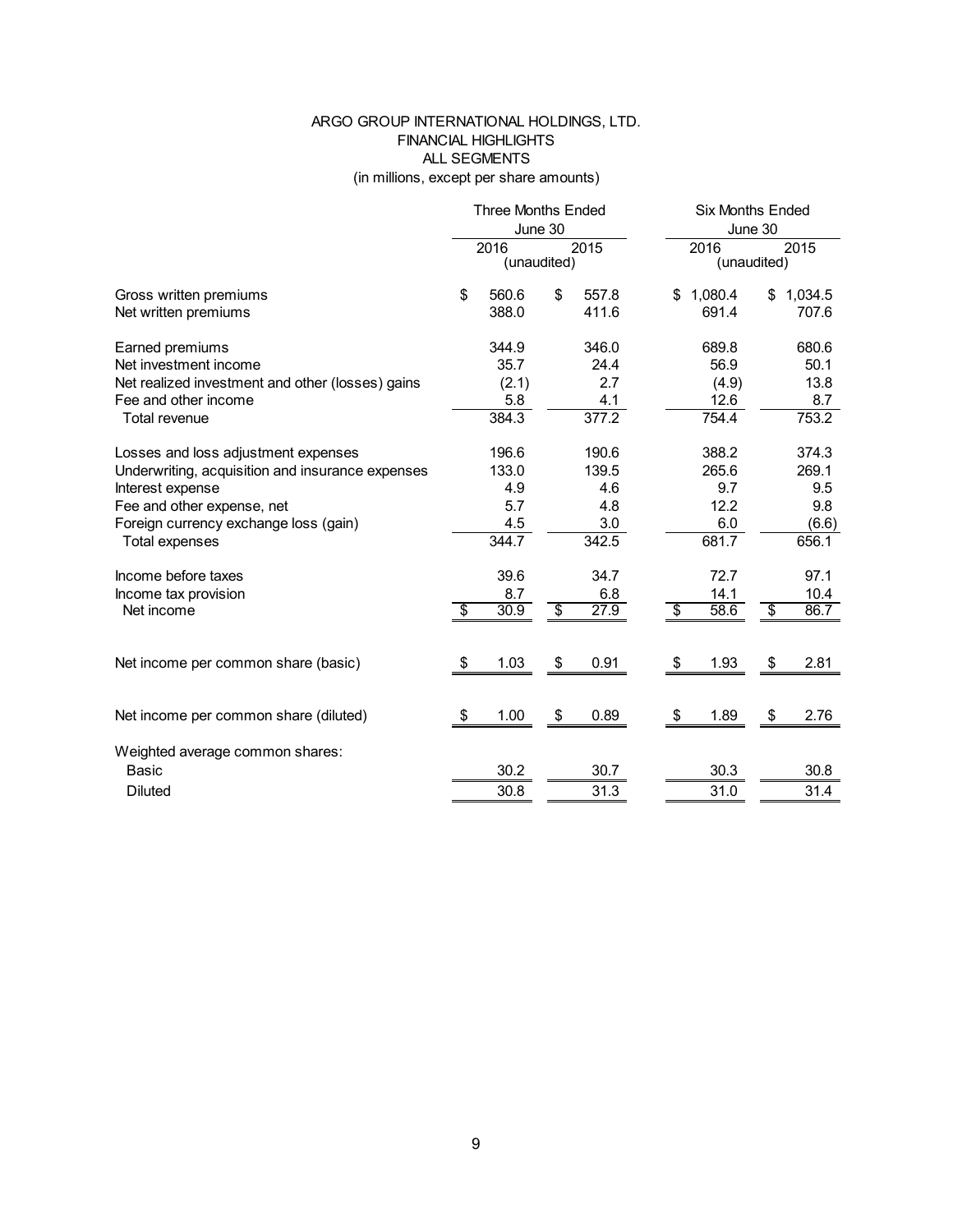ARGO GROUP INTERNATIONAL HOLDINGS, LTD.
FINANCIAL HIGHLIGHTS
ALL SEGMENTS
(in millions, except per share amounts)

| | Three Months Ended June 30 | | Six Months Ended June 30 | |
|---|---|---|---|---|
| | 2016 (unaudited) | 2015 | 2016 (unaudited) | 2015 |
| Gross written premiums | $ 560.6 | $ 557.8 | $ 1,080.4 | $ 1,034.5 |
| Net written premiums | 388.0 | 411.6 | 691.4 | 707.6 |
| Earned premiums | 344.9 | 346.0 | 689.8 | 680.6 |
| Net investment income | 35.7 | 24.4 | 56.9 | 50.1 |
| Net realized investment and other (losses) gains | (2.1) | 2.7 | (4.9) | 13.8 |
| Fee and other income | 5.8 | 4.1 | 12.6 | 8.7 |
| Total revenue | 384.3 | 377.2 | 754.4 | 753.2 |
| Losses and loss adjustment expenses | 196.6 | 190.6 | 388.2 | 374.3 |
| Underwriting, acquisition and insurance expenses | 133.0 | 139.5 | 265.6 | 269.1 |
| Interest expense | 4.9 | 4.6 | 9.7 | 9.5 |
| Fee and other expense, net | 5.7 | 4.8 | 12.2 | 9.8 |
| Foreign currency exchange loss (gain) | 4.5 | 3.0 | 6.0 | (6.6) |
| Total expenses | 344.7 | 342.5 | 681.7 | 656.1 |
| Income before taxes | 39.6 | 34.7 | 72.7 | 97.1 |
| Income tax provision | 8.7 | 6.8 | 14.1 | 10.4 |
| Net income | $ 30.9 | $ 27.9 | $ 58.6 | $ 86.7 |
| Net income per common share (basic) | $ 1.03 | $ 0.91 | $ 1.93 | $ 2.81 |
| Net income per common share (diluted) | $ 1.00 | $ 0.89 | $ 1.89 | $ 2.76 |
| Weighted average common shares: | | | | |
| Basic | 30.2 | 30.7 | 30.3 | 30.8 |
| Diluted | 30.8 | 31.3 | 31.0 | 31.4 |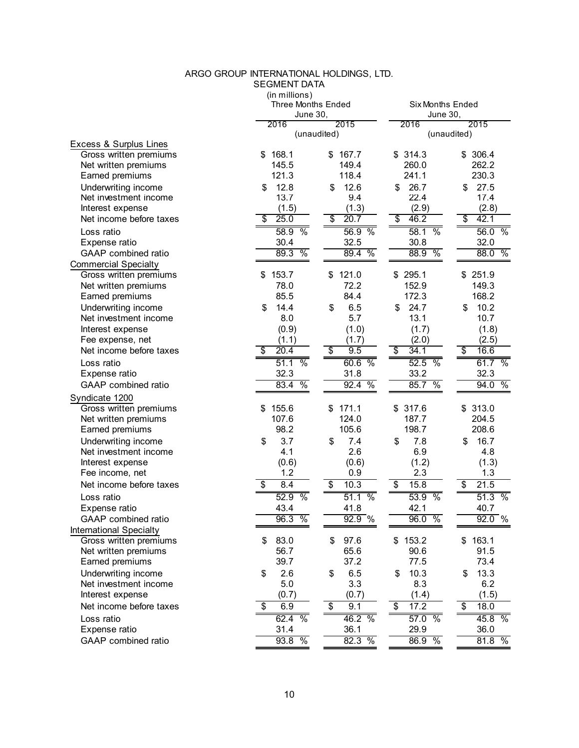ARGO GROUP INTERNATIONAL HOLDINGS, LTD.
SEGMENT DATA
(in millions)

| | Three Months Ended June 30, | | Six Months Ended June 30, | |
|---|---|---|---|---|
| | 2016 | 2015 | 2016 | 2015 |
| | (unaudited) | | (unaudited) | |
| **Excess & Surplus Lines** | | | | |
| Gross written premiums | $ 168.1 | $ 167.7 | $ 314.3 | $ 306.4 |
| Net written premiums | 145.5 | 149.4 | 260.0 | 262.2 |
| Earned premiums | 121.3 | 118.4 | 241.1 | 230.3 |
| Underwriting income | $ 12.8 | $ 12.6 | $ 26.7 | $ 27.5 |
| Net investment income | 13.7 | 9.4 | 22.4 | 17.4 |
| Interest expense | (1.5) | (1.3) | (2.9) | (2.8) |
| Net income before taxes | $ 25.0 | $ 20.7 | $ 46.2 | $ 42.1 |
| Loss ratio | 58.9 % | 56.9 % | 58.1 % | 56.0 % |
| Expense ratio | 30.4 | 32.5 | 30.8 | 32.0 |
| GAAP combined ratio | 89.3 % | 89.4 % | 88.9 % | 88.0 % |
| **Commercial Specialty** | | | | |
| Gross written premiums | $ 153.7 | $ 121.0 | $ 295.1 | $ 251.9 |
| Net written premiums | 78.0 | 72.2 | 152.9 | 149.3 |
| Earned premiums | 85.5 | 84.4 | 172.3 | 168.2 |
| Underwriting income | $ 14.4 | $ 6.5 | $ 24.7 | $ 10.2 |
| Net investment income | 8.0 | 5.7 | 13.1 | 10.7 |
| Interest expense | (0.9) | (1.0) | (1.7) | (1.8) |
| Fee expense, net | (1.1) | (1.7) | (2.0) | (2.5) |
| Net income before taxes | $ 20.4 | $ 9.5 | $ 34.1 | $ 16.6 |
| Loss ratio | 51.1 % | 60.6 % | 52.5 % | 61.7 % |
| Expense ratio | 32.3 | 31.8 | 33.2 | 32.3 |
| GAAP combined ratio | 83.4 % | 92.4 % | 85.7 % | 94.0 % |
| **Syndicate 1200** | | | | |
| Gross written premiums | $ 155.6 | $ 171.1 | $ 317.6 | $ 313.0 |
| Net written premiums | 107.6 | 124.0 | 187.7 | 204.5 |
| Earned premiums | 98.2 | 105.6 | 198.7 | 208.6 |
| Underwriting income | $ 3.7 | $ 7.4 | $ 7.8 | $ 16.7 |
| Net investment income | 4.1 | 2.6 | 6.9 | 4.8 |
| Interest expense | (0.6) | (0.6) | (1.2) | (1.3) |
| Fee income, net | 1.2 | 0.9 | 2.3 | 1.3 |
| Net income before taxes | $ 8.4 | $ 10.3 | $ 15.8 | $ 21.5 |
| Loss ratio | 52.9 % | 51.1 % | 53.9 % | 51.3 % |
| Expense ratio | 43.4 | 41.8 | 42.1 | 40.7 |
| GAAP combined ratio | 96.3 % | 92.9 % | 96.0 % | 92.0 % |
| **International Specialty** | | | | |
| Gross written premiums | $ 83.0 | $ 97.6 | $ 153.2 | $ 163.1 |
| Net written premiums | 56.7 | 65.6 | 90.6 | 91.5 |
| Earned premiums | 39.7 | 37.2 | 77.5 | 73.4 |
| Underwriting income | $ 2.6 | $ 6.5 | $ 10.3 | $ 13.3 |
| Net investment income | 5.0 | 3.3 | 8.3 | 6.2 |
| Interest expense | (0.7) | (0.7) | (1.4) | (1.5) |
| Net income before taxes | $ 6.9 | $ 9.1 | $ 17.2 | $ 18.0 |
| Loss ratio | 62.4 % | 46.2 % | 57.0 % | 45.8 % |
| Expense ratio | 31.4 | 36.1 | 29.9 | 36.0 |
| GAAP combined ratio | 93.8 % | 82.3 % | 86.9 % | 81.8 % |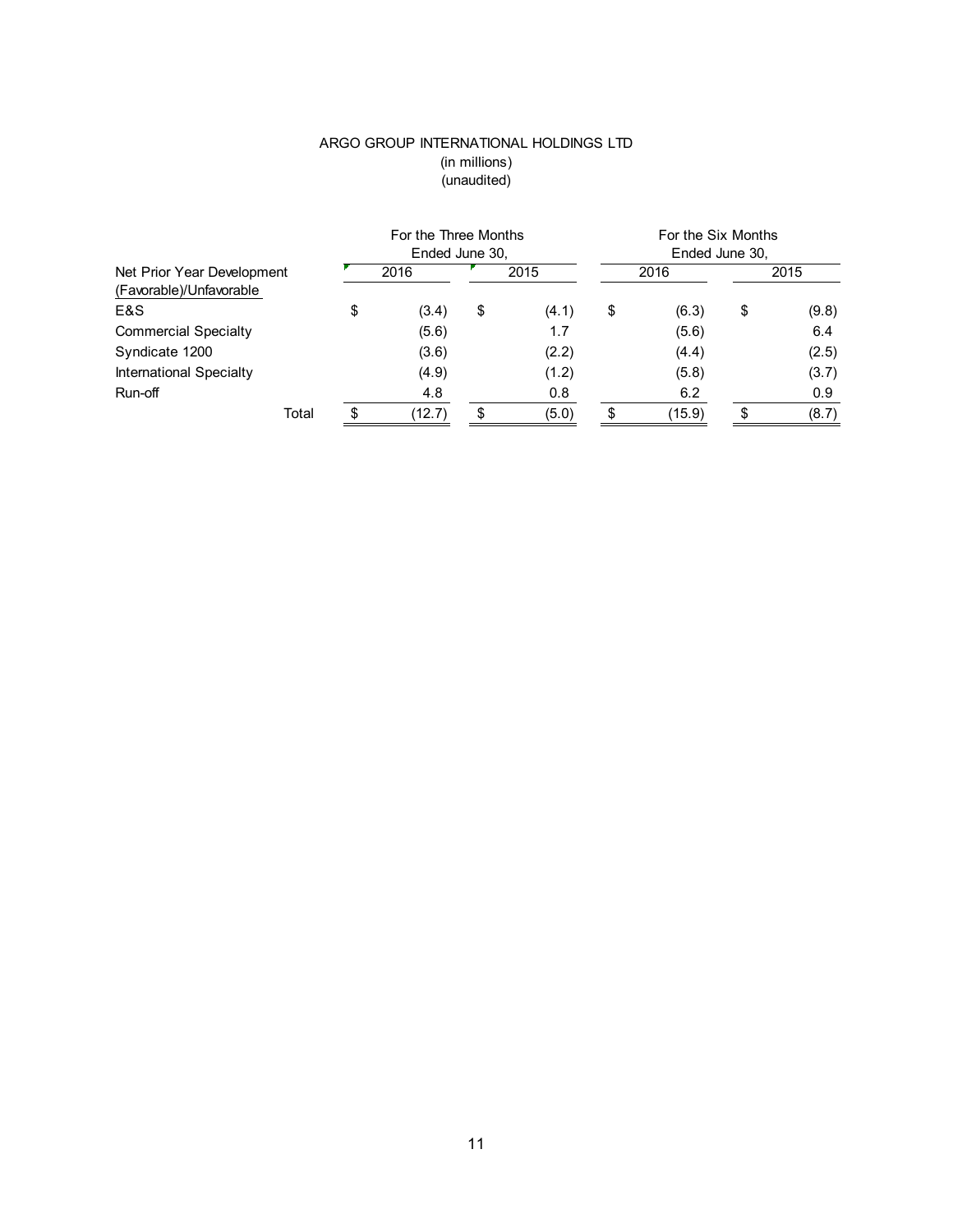ARGO GROUP INTERNATIONAL HOLDINGS LTD
(in millions)
(unaudited)

| | For the Three Months Ended June 30, | | For the Six Months Ended June 30, | |
|---|---|---|---|---|
| Net Prior Year Development (Favorable)/Unfavorable | 2016 | 2015 | 2016 | 2015 |
| E&S | $ (3.4) | $ (4.1) | $ (6.3) | $ (9.8) |
| Commercial Specialty | (5.6) | 1.7 | (5.6) | 6.4 |
| Syndicate 1200 | (3.6) | (2.2) | (4.4) | (2.5) |
| International Specialty | (4.9) | (1.2) | (5.8) | (3.7) |
| Run-off | 4.8 | 0.8 | 6.2 | 0.9 |
| Total | $ (12.7) | $ (5.0) | $ (15.9) | $ (8.7) |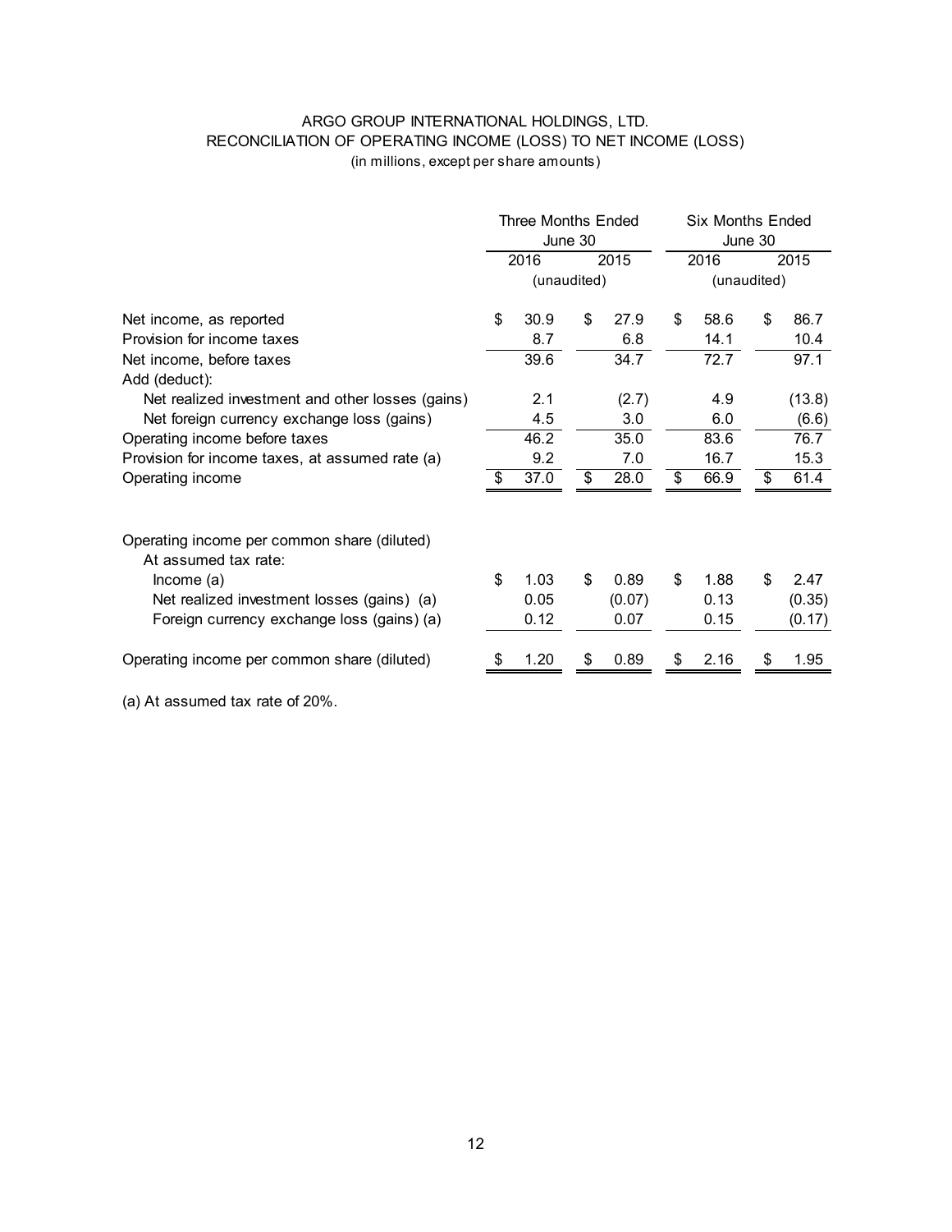# ARGO GROUP INTERNATIONAL HOLDINGS, LTD.
## RECONCILIATION OF OPERATING INCOME (LOSS) TO NET INCOME (LOSS)
(in millions, except per share amounts)

| | Three Months Ended June 30 | | Six Months Ended June 30 | |
|---|---|---|---|---|
| | 2016 | 2015 | 2016 | 2015 |
| | (unaudited) | | (unaudited) | |
| Net income, as reported | $ 30.9 | $ 27.9 | $ 58.6 | $ 86.7 |
| Provision for income taxes | 8.7 | 6.8 | 14.1 | 10.4 |
| Net income, before taxes | 39.6 | 34.7 | 72.7 | 97.1 |
| Add (deduct): | | | | |
| Net realized investment and other losses (gains) | 2.1 | (2.7) | 4.9 | (13.8) |
| Net foreign currency exchange loss (gains) | 4.5 | 3.0 | 6.0 | (6.6) |
| Operating income before taxes | 46.2 | 35.0 | 83.6 | 76.7 |
| Provision for income taxes, at assumed rate (a) | 9.2 | 7.0 | 16.7 | 15.3 |
| Operating income | $ 37.0 | $ 28.0 | $ 66.9 | $ 61.4 |
| | | | | |
| Operating income per common share (diluted) | | | | |
| At assumed tax rate: | | | | |
| Income (a) | $ 1.03 | $ 0.89 | $ 1.88 | $ 2.47 |
| Net realized investment losses (gains) (a) | 0.05 | (0.07) | 0.13 | (0.35) |
| Foreign currency exchange loss (gains) (a) | 0.12 | 0.07 | 0.15 | (0.17) |
| Operating income per common share (diluted) | $ 1.20 | $ 0.89 | $ 2.16 | $ 1.95 |

(a) At assumed tax rate of 20%.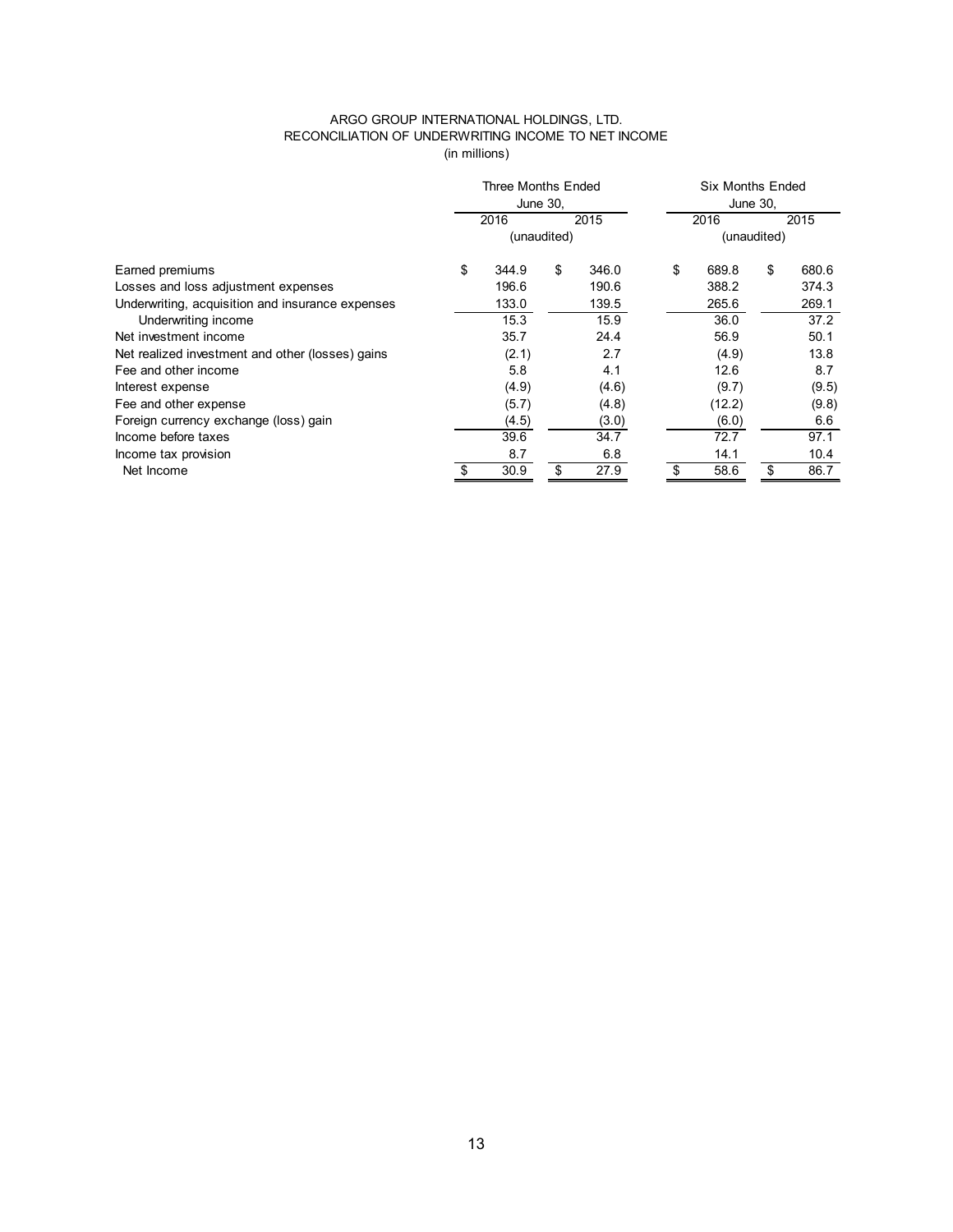ARGO GROUP INTERNATIONAL HOLDINGS, LTD.
RECONCILIATION OF UNDERWRITING INCOME TO NET INCOME
(in millions)

| | Three Months Ended June 30, | | Six Months Ended June 30, | |
|---|---|---|---|---|
| | 2016 | 2015 | 2016 | 2015 |
| | (unaudited) | | (unaudited) | |
| Earned premiums | $ 344.9 | $ 346.0 | $ 689.8 | $ 680.6 |
| Losses and loss adjustment expenses | 196.6 | 190.6 | 388.2 | 374.3 |
| Underwriting, acquisition and insurance expenses | 133.0 | 139.5 | 265.6 | 269.1 |
| Underwriting income | 15.3 | 15.9 | 36.0 | 37.2 |
| Net investment income | 35.7 | 24.4 | 56.9 | 50.1 |
| Net realized investment and other (losses) gains | (2.1) | 2.7 | (4.9) | 13.8 |
| Fee and other income | 5.8 | 4.1 | 12.6 | 8.7 |
| Interest expense | (4.9) | (4.6) | (9.7) | (9.5) |
| Fee and other expense | (5.7) | (4.8) | (12.2) | (9.8) |
| Foreign currency exchange (loss) gain | (4.5) | (3.0) | (6.0) | 6.6 |
| Income before taxes | 39.6 | 34.7 | 72.7 | 97.1 |
| Income tax provision | 8.7 | 6.8 | 14.1 | 10.4 |
| Net Income | $ 30.9 | $ 27.9 | $ 58.6 | $ 86.7 |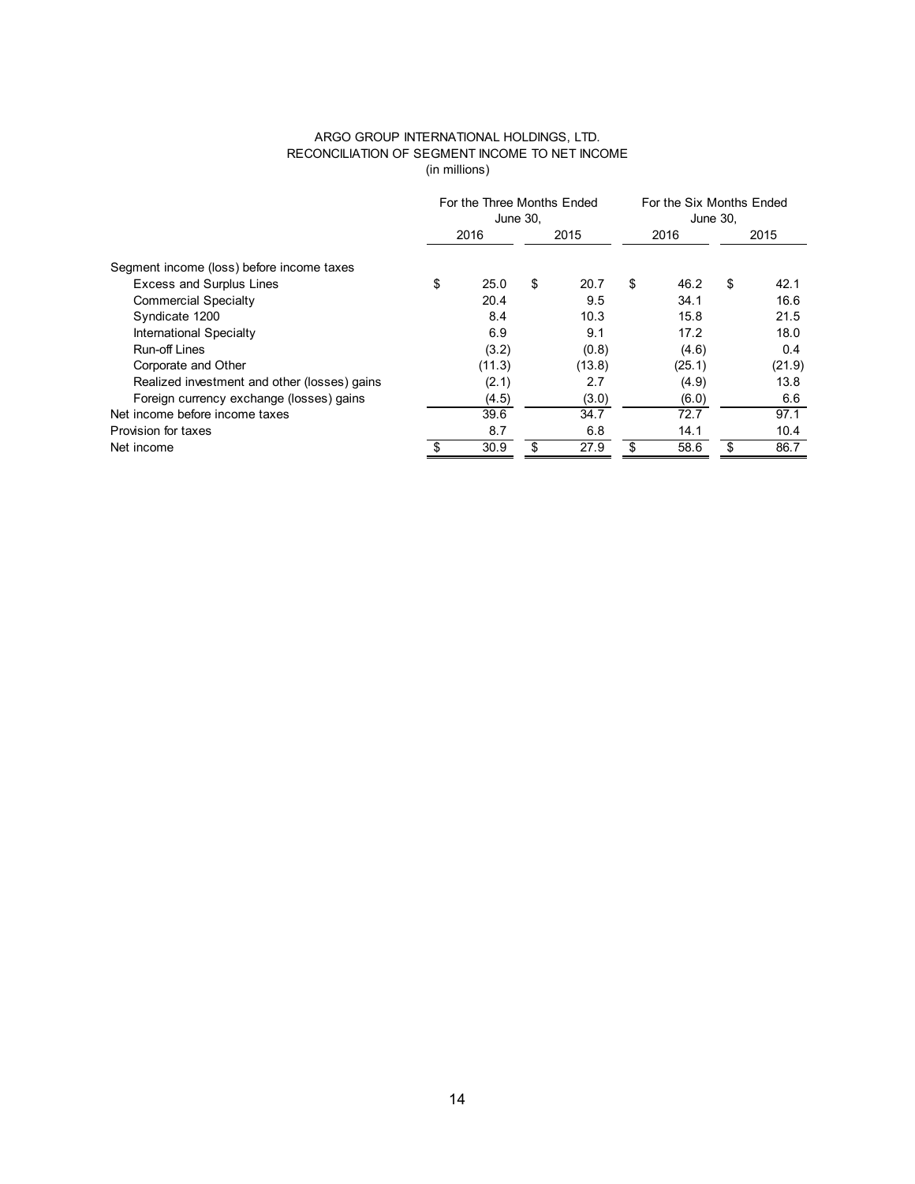ARGO GROUP INTERNATIONAL HOLDINGS, LTD.
RECONCILIATION OF SEGMENT INCOME TO NET INCOME
(in millions)

| | For the Three Months Ended June 30, | | For the Six Months Ended June 30, | |
|---|---|---|---|---|
| | 2016 | 2015 | 2016 | 2015 |
| Segment income (loss) before income taxes | | | | |
| Excess and Surplus Lines | $ 25.0 | $ 20.7 | $ 46.2 | $ 42.1 |
| Commercial Specialty | 20.4 | 9.5 | 34.1 | 16.6 |
| Syndicate 1200 | 8.4 | 10.3 | 15.8 | 21.5 |
| International Specialty | 6.9 | 9.1 | 17.2 | 18.0 |
| Run-off Lines | (3.2) | (0.8) | (4.6) | 0.4 |
| Corporate and Other | (11.3) | (13.8) | (25.1) | (21.9) |
| Realized investment and other (losses) gains | (2.1) | 2.7 | (4.9) | 13.8 |
| Foreign currency exchange (losses) gains | (4.5) | (3.0) | (6.0) | 6.6 |
| Net income before income taxes | 39.6 | 34.7 | 72.7 | 97.1 |
| Provision for taxes | 8.7 | 6.8 | 14.1 | 10.4 |
| Net income | $ 30.9 | $ 27.9 | $ 58.6 | $ 86.7 |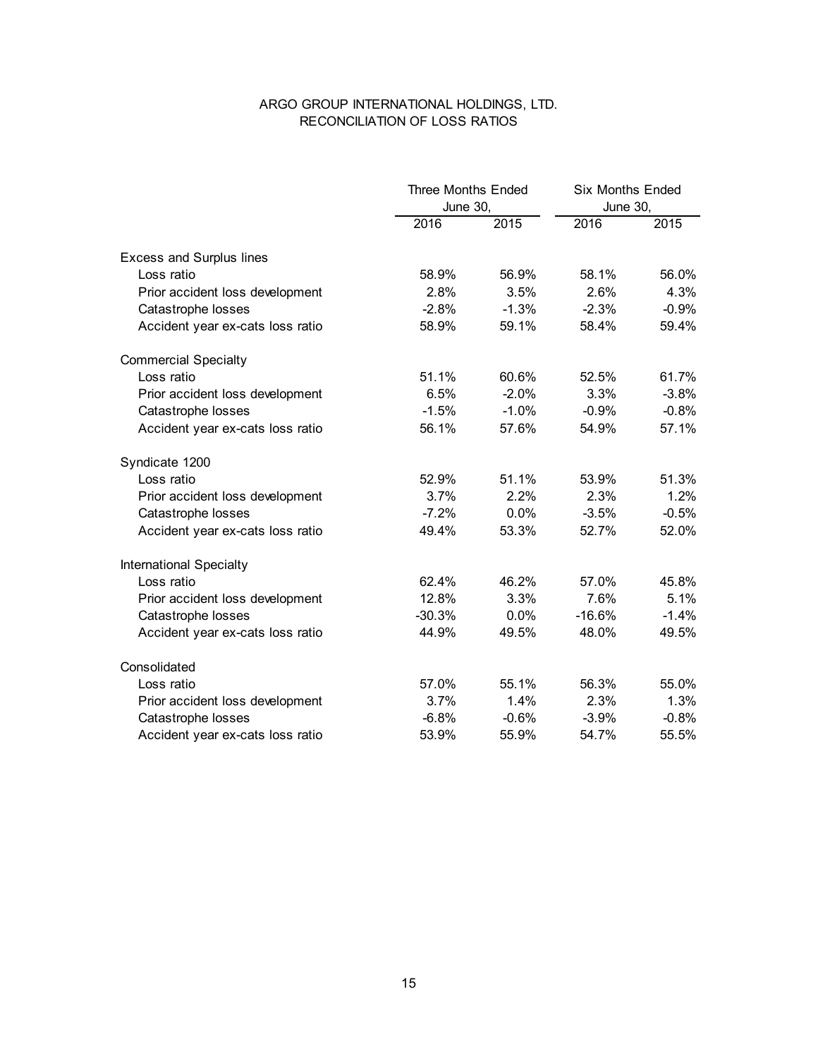# ARGO GROUP INTERNATIONAL HOLDINGS, LTD.
## RECONCILIATION OF LOSS RATIOS

| | Three Months Ended June 30, | | Six Months Ended June 30, | |
|---|---|---|---|---|
| | 2016 | 2015 | 2016 | 2015 |
| **Excess and Surplus lines** | | | | |
| Loss ratio | 58.9% | 56.9% | 58.1% | 56.0% |
| Prior accident loss development | 2.8% | 3.5% | 2.6% | 4.3% |
| Catastrophe losses | -2.8% | -1.3% | -2.3% | -0.9% |
| Accident year ex-cats loss ratio | 58.9% | 59.1% | 58.4% | 59.4% |
| **Commercial Specialty** | | | | |
| Loss ratio | 51.1% | 60.6% | 52.5% | 61.7% |
| Prior accident loss development | 6.5% | -2.0% | 3.3% | -3.8% |
| Catastrophe losses | -1.5% | -1.0% | -0.9% | -0.8% |
| Accident year ex-cats loss ratio | 56.1% | 57.6% | 54.9% | 57.1% |
| **Syndicate 1200** | | | | |
| Loss ratio | 52.9% | 51.1% | 53.9% | 51.3% |
| Prior accident loss development | 3.7% | 2.2% | 2.3% | 1.2% |
| Catastrophe losses | -7.2% | 0.0% | -3.5% | -0.5% |
| Accident year ex-cats loss ratio | 49.4% | 53.3% | 52.7% | 52.0% |
| **International Specialty** | | | | |
| Loss ratio | 62.4% | 46.2% | 57.0% | 45.8% |
| Prior accident loss development | 12.8% | 3.3% | 7.6% | 5.1% |
| Catastrophe losses | -30.3% | 0.0% | -16.6% | -1.4% |
| Accident year ex-cats loss ratio | 44.9% | 49.5% | 48.0% | 49.5% |
| **Consolidated** | | | | |
| Loss ratio | 57.0% | 55.1% | 56.3% | 55.0% |
| Prior accident loss development | 3.7% | 1.4% | 2.3% | 1.3% |
| Catastrophe losses | -6.8% | -0.6% | -3.9% | -0.8% |
| Accident year ex-cats loss ratio | 53.9% | 55.9% | 54.7% | 55.5% |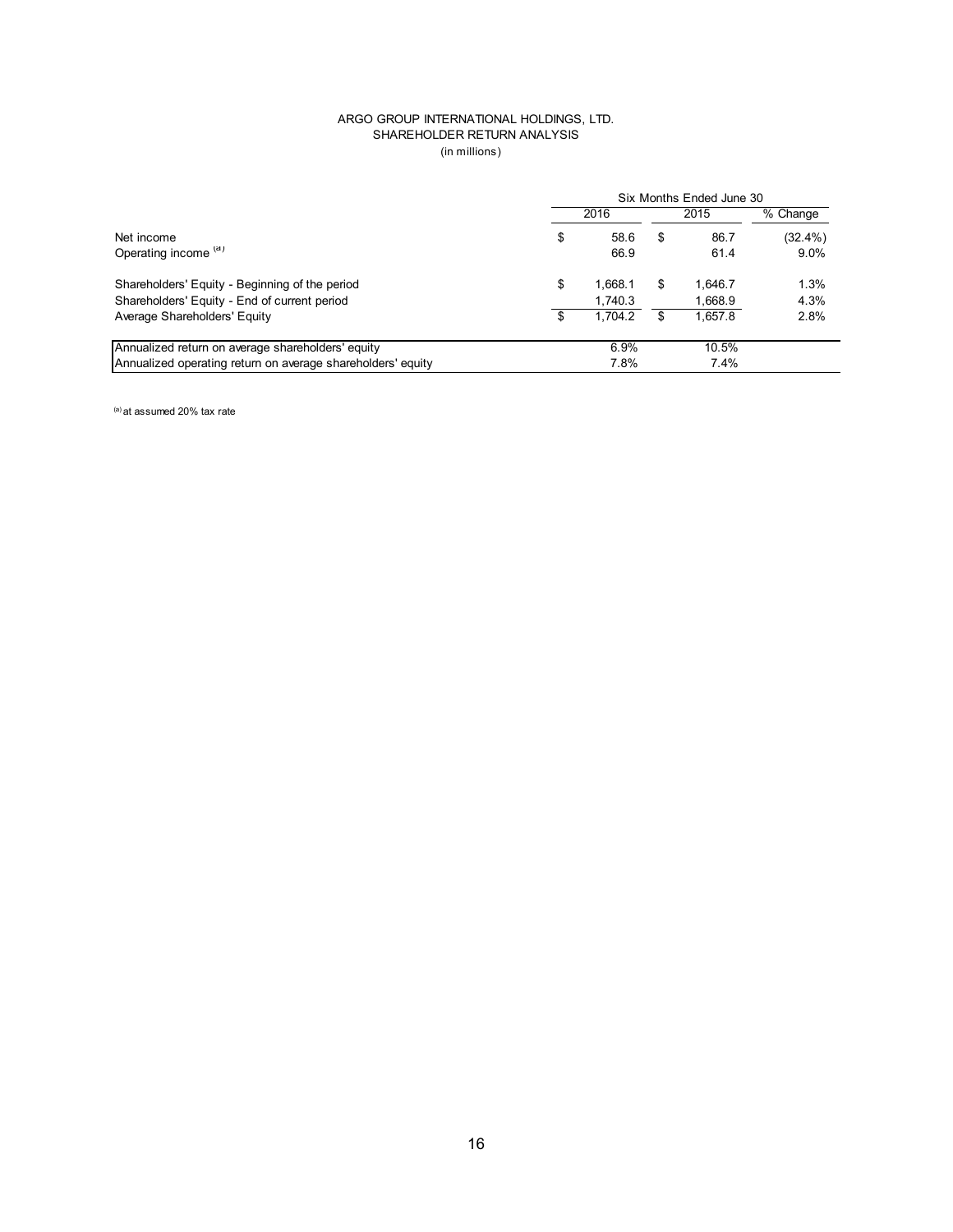ARGO GROUP INTERNATIONAL HOLDINGS, LTD.
SHAREHOLDER RETURN ANALYSIS
(in millions)

| | Six Months Ended June 30 | | |
|---|---|---|---|
| | 2016 | 2015 | % Change |
| Net income | $ 58.6 | $ 86.7 | (32.4%) |
| Operating income [(a)] | 66.9 | 61.4 | 9.0% |
| Shareholders' Equity - Beginning of the period | $ 1,668.1 | $ 1,646.7 | 1.3% |
| Shareholders' Equity - End of current period | 1,740.3 | 1,668.9 | 4.3% |
| Average Shareholders' Equity | $ 1,704.2 | $ 1,657.8 | 2.8% |
| Annualized return on average shareholders' equity | 6.9% | 10.5% | |
| Annualized operating return on average shareholders' equity | 7.8% | 7.4% | |

[(a)] at assumed 20% tax rate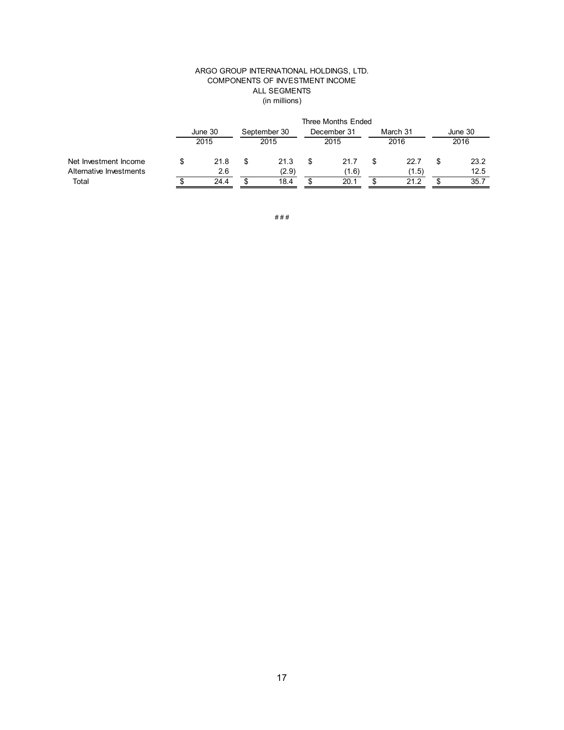ARGO GROUP INTERNATIONAL HOLDINGS, LTD.
COMPONENTS OF INVESTMENT INCOME
ALL SEGMENTS
(in millions)

| | Three Months Ended | | | | |
|---|---|---|---|---|---|
| | June 30 2015 | September 30 2015 | December 31 2015 | March 31 2016 | June 30 2016 |
| Net Investment Income | $ 21.8 | $ 21.3 | $ 21.7 | $ 22.7 | $ 23.2 |
| Alternative Investments | 2.6 | (2.9) | (1.6) | (1.5) | 12.5 |
| Total | $ 24.4 | $ 18.4 | $ 20.1 | $ 21.2 | $ 35.7 |

# # #